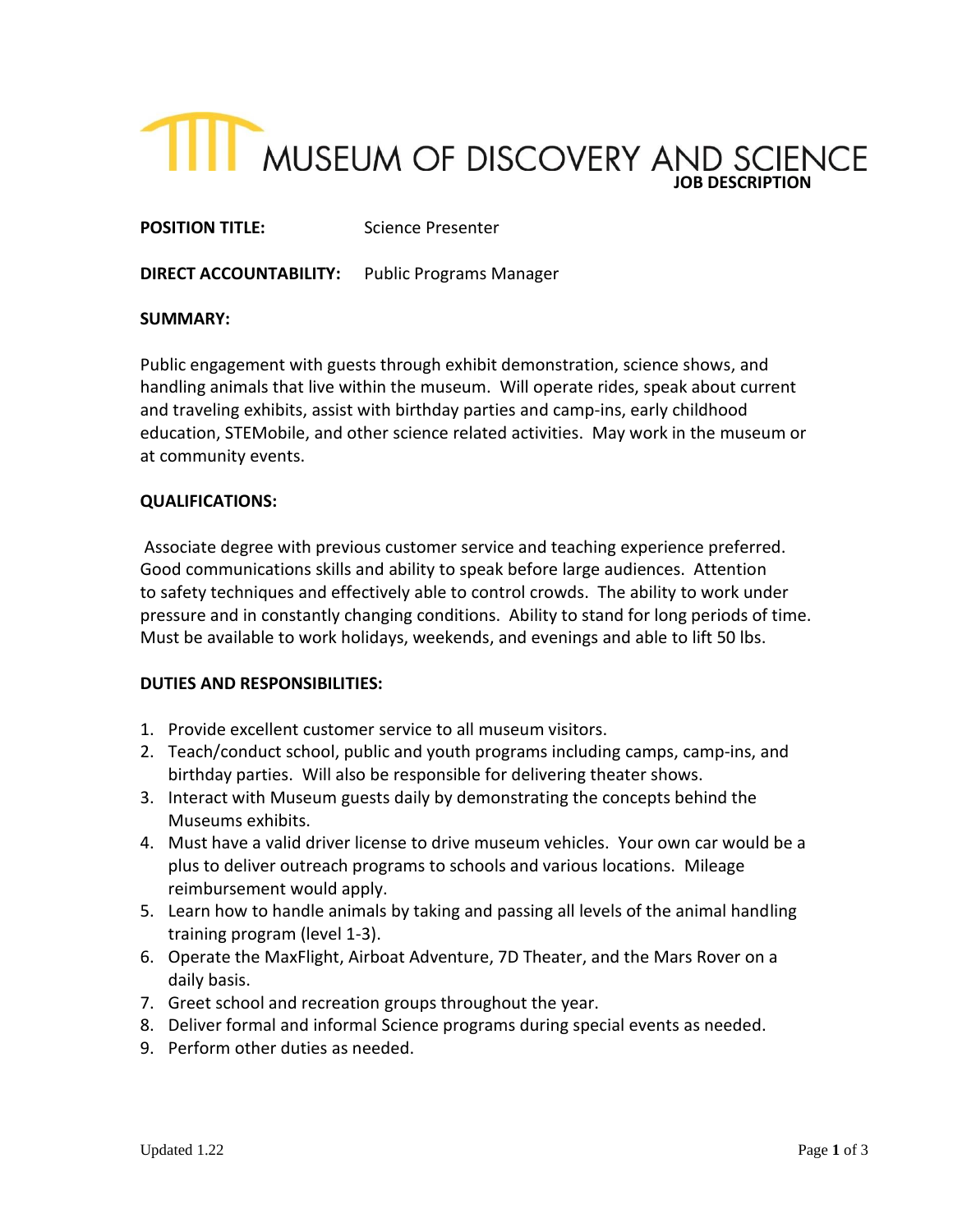# MUSEUM OF DISCOVERY AND SCIENCE

**JOB DESCRIPTION**

**POSITION TITLE:** Science Presenter

**DIRECT ACCOUNTABILITY:** Public Programs Manager

**SUMMARY:**

Public engagement with guests through exhibit demonstration, science shows, and handling animals that live within the museum. Will operate rides, speak about current and traveling exhibits, assist with birthday parties and camp-ins, early childhood education, STEMobile, and other science related activities. May work in the museum or at community events.

**QUALIFICATIONS:**

Associate degree with previous customer service and teaching experience preferred. Good communications skills and ability to speak before large audiences. Attention to safety techniques and effectively able to control crowds. The ability to work under pressure and in constantly changing conditions. Ability to stand for long periods of time. Must be available to work holidays, weekends, and evenings and able to lift 50 lbs.

**DUTIES AND RESPONSIBILITIES:**

1. Provide excellent customer service to all museum visitors.
2. Teach/conduct school, public and youth programs including camps, camp-ins, and birthday parties. Will also be responsible for delivering theater shows.
3. Interact with Museum guests daily by demonstrating the concepts behind the Museums exhibits.
4. Must have a valid driver license to drive museum vehicles. Your own car would be a plus to deliver outreach programs to schools and various locations. Mileage reimbursement would apply.
5. Learn how to handle animals by taking and passing all levels of the animal handling training program (level 1-3).
6. Operate the MaxFlight, Airboat Adventure, 7D Theater, and the Mars Rover on a daily basis.
7. Greet school and recreation groups throughout the year.
8. Deliver formal and informal Science programs during special events as needed.
9. Perform other duties as needed.

Updated 1.22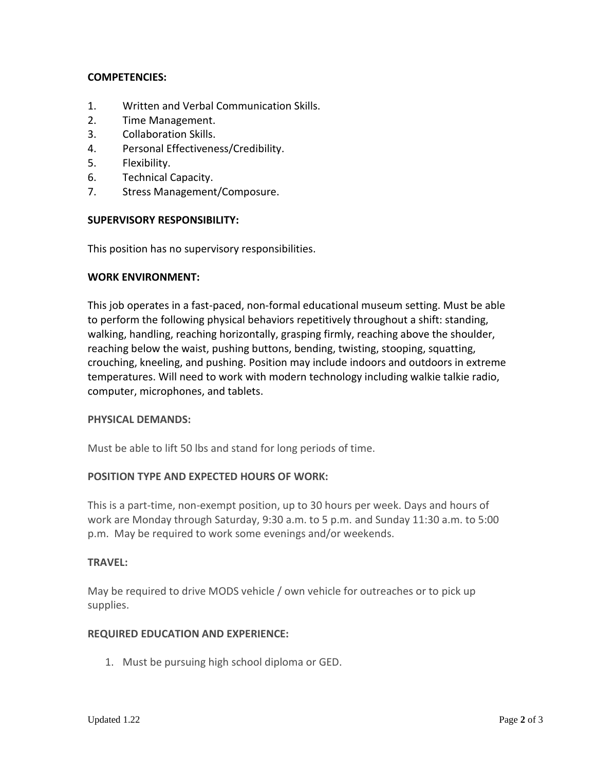**COMPETENCIES:**

1. Written and Verbal Communication Skills.
2. Time Management.
3. Collaboration Skills.
4. Personal Effectiveness/Credibility.
5. Flexibility.
6. Technical Capacity.
7. Stress Management/Composure.

**SUPERVISORY RESPONSIBILITY:**

This position has no supervisory responsibilities.

**WORK ENVIRONMENT:**

This job operates in a fast-paced, non-formal educational museum setting. Must be able to perform the following physical behaviors repetitively throughout a shift: standing, walking, handling, reaching horizontally, grasping firmly, reaching above the shoulder, reaching below the waist, pushing buttons, bending, twisting, stooping, squatting, crouching, kneeling, and pushing. Position may include indoors and outdoors in extreme temperatures. Will need to work with modern technology including walkie talkie radio, computer, microphones, and tablets.

**PHYSICAL DEMANDS:**

Must be able to lift 50 lbs and stand for long periods of time.

**POSITION TYPE AND EXPECTED HOURS OF WORK:**

This is a part-time, non-exempt position, up to 30 hours per week. Days and hours of work are Monday through Saturday, 9:30 a.m. to 5 p.m. and Sunday 11:30 a.m. to 5:00 p.m. May be required to work some evenings and/or weekends.

**TRAVEL:**

May be required to drive MODS vehicle / own vehicle for outreaches or to pick up supplies.

**REQUIRED EDUCATION AND EXPERIENCE:**

1. Must be pursuing high school diploma or GED.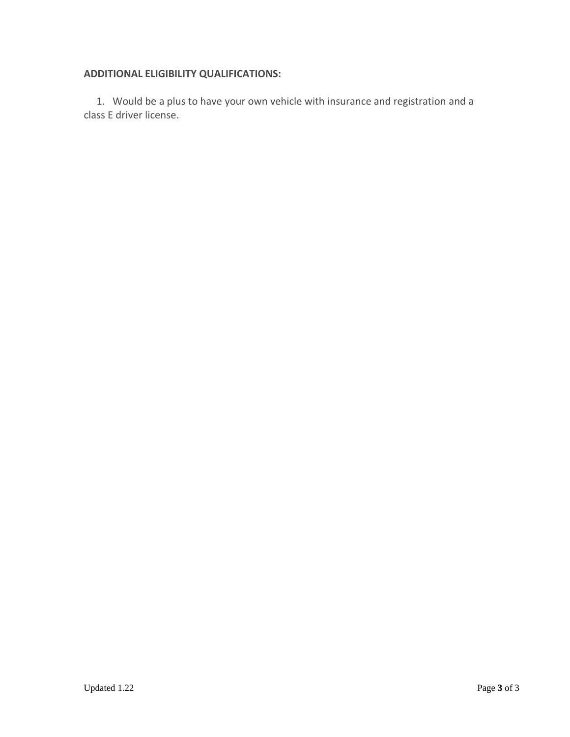**ADDITIONAL ELIGIBILITY QUALIFICATIONS:**

1. Would be a plus to have your own vehicle with insurance and registration and a class E driver license.